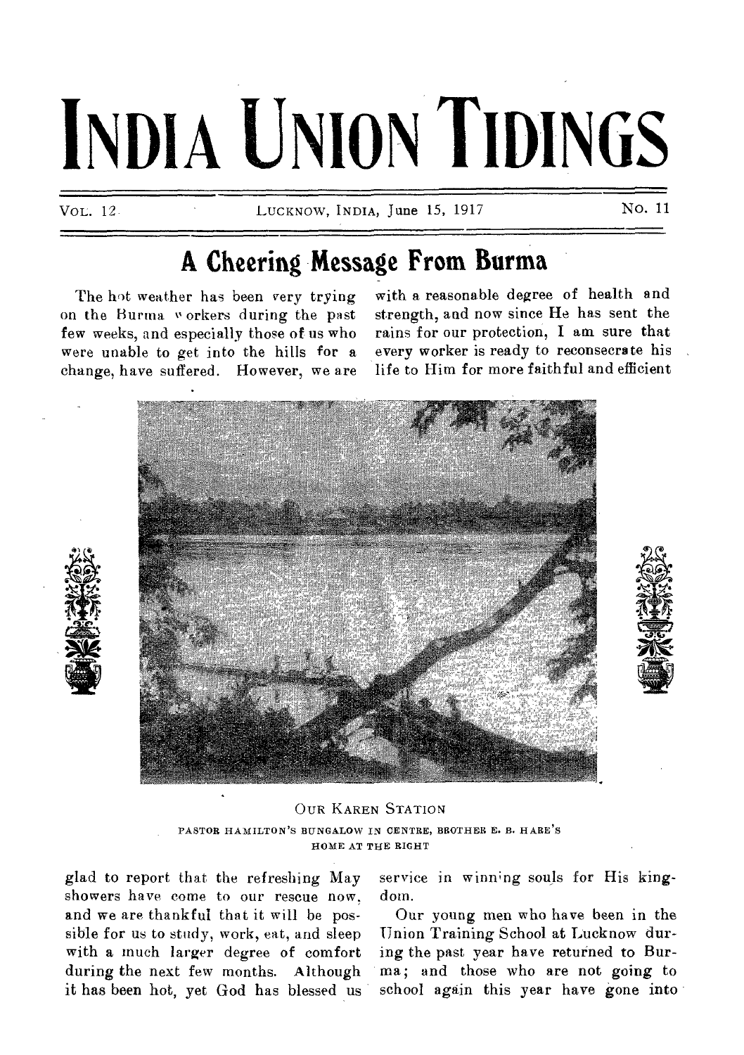# INDIA UNION TIDINGS

VOL. 12 LUCKNOW, INDIA, June 15, 1917 NO. 11

## A Cheering Message From Burma

The hot weather has been very trying on the Burma workers during the past few weeks, and especially those of us who were unable to get into the hills for a change, have suffered. However, we are glad to report that the refreshing May showers have come to our rescue now, and we are thankful that it will be possible for us to study, work, eat, and sleep with a much larger degree of comfort during the next few months. Although it has been hot, yet God has blessed us with a reasonable degree of health and strength, and now since He has sent the rains for our protection, I am sure that every worker is ready to reconsecrate his life to Him for more faithful and efficient service in winning souls for His kingdom.

OUR KAREN STATION
PASTOR HAMILTON'S BUNGALOW IN CENTRE, BROTHER E. B. HARE'S HOME AT THE RIGHT

Our young men who have been in the Union Training School at Lucknow during the past year have returned to Burma; and those who are not going to school again this year have gone into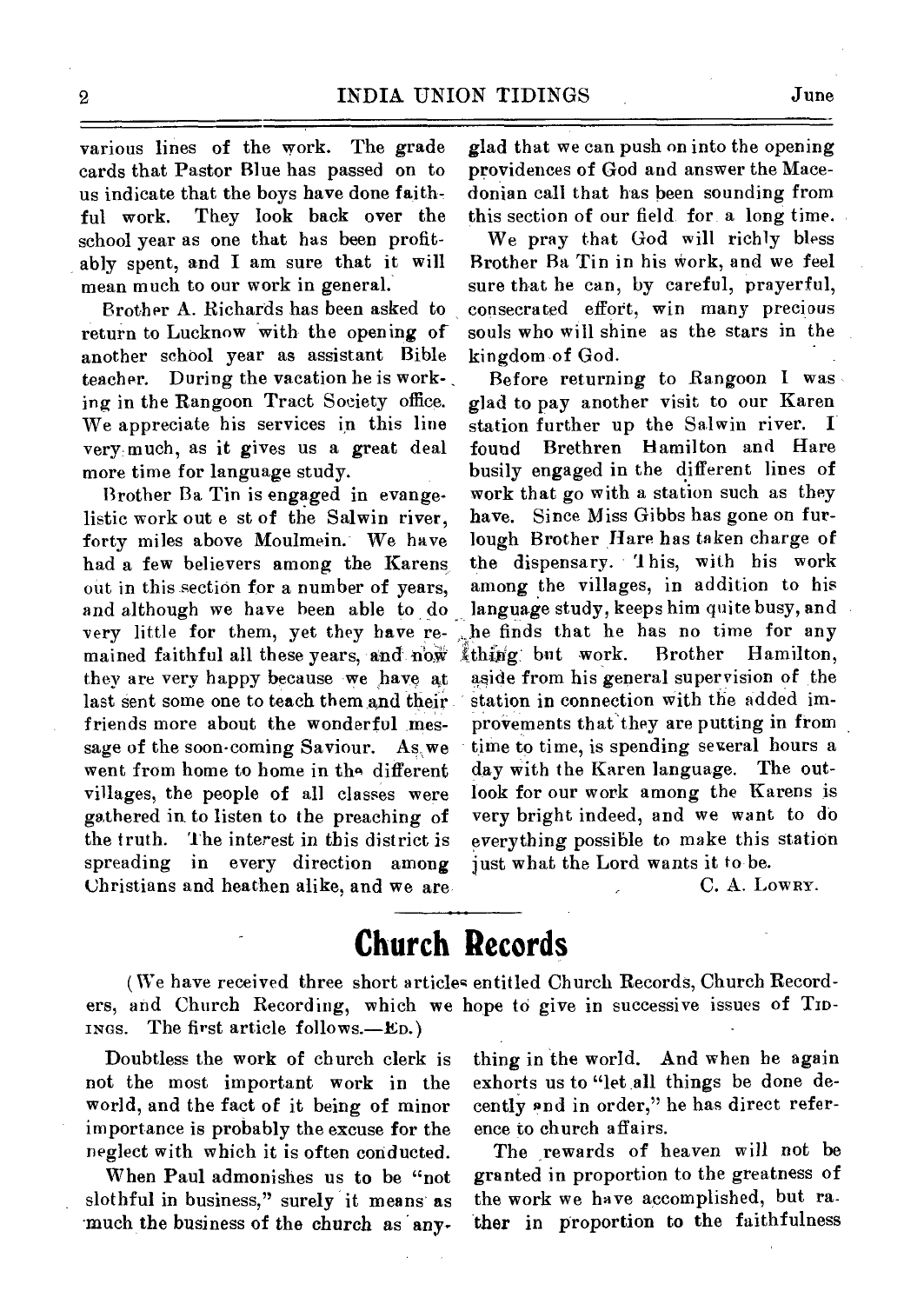various lines of the work. The grade cards that Pastor Blue has passed on to us indicate that the boys have done faithful work. They look back over the school year as one that has been profitably spent, and I am sure that it will mean much to our work in general.

Brother A. Richards has been asked to return to Lucknow with the opening of another school year as assistant Bible teacher. During the vacation he is working in the Rangoon Tract Society office. We appreciate his services in this line very much, as it gives us a great deal more time for language study.

Brother Ba Tin is engaged in evangelistic work out e st of the Salwin river, forty miles above Moulmein. We have had a few believers among the Karens out in this section for a number of years, and although we have been able to do very little for them, yet they have remained faithful all these years, and now they are very happy because we have at last sent some one to teach them and their friends more about the wonderful message of the soon-coming Saviour. As we went from home to home in the different villages, the people of all classes were gathered in to listen to the preaching of the truth. The interest in this district is spreading in every direction among Christians and heathen alike, and we are glad that we can push on into the opening providences of God and answer the Macedonian call that has been sounding from this section of our field for a long time.

We pray that God will richly bless Brother Ba Tin in his work, and we feel sure that he can, by careful, prayerful, consecrated effort, win many precious souls who will shine as the stars in the kingdom of God.

Before returning to Rangoon I was glad to pay another visit to our Karen station further up the Salwin river. I found Brethren Hamilton and Hare busily engaged in the different lines of work that go with a station such as they have. Since Miss Gibbs has gone on furlough Brother Hare has taken charge of the dispensary. This, with his work among the villages, in addition to his language study, keeps him quite busy, and he finds that he has no time for any thing but work. Brother Hamilton, aside from his general supervision of the station in connection with the added improvements that they are putting in from time to time, is spending several hours a day with the Karen language. The outlook for our work among the Karens is very bright indeed, and we want to do everything possible to make this station just what the Lord wants it to be.

C. A. LOWRY.

# Church Records

(We have received three short articles entitled Church Records, Church Recorders, and Church Recording, which we hope to give in successive issues of TIDINGS. The first article follows.—ED.)

Doubtless the work of church clerk is not the most important work in the world, and the fact of it being of minor importance is probably the excuse for the neglect with which it is often conducted.

When Paul admonishes us to be "not slothful in business," surely it means as much the business of the church as anything in the world. And when he again exhorts us to "let all things be done decently and in order," he has direct reference to church affairs.

The rewards of heaven will not be granted in proportion to the greatness of the work we have accomplished, but rather in proportion to the faithfulness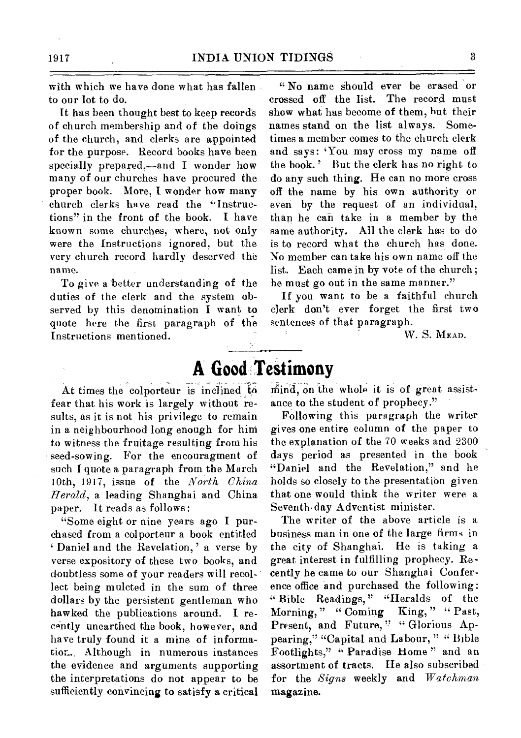with which we have done what has fallen to our lot to do.

It has been thought best to keep records of church membership and of the doings of the church, and clerks are appointed for the purpose. Record books have been specially prepared,—and I wonder how many of our churches have procured the proper book. More, I wonder how many church clerks have read the "Instructions" in the front of the book. I have known some churches, where, not only were the Instructions ignored, but the very church record hardly deserved the name.

To give a better understanding of the duties of the clerk and the system observed by this denomination I want to quote here the first paragraph of the Instructions mentioned.

"No name should ever be erased or crossed off the list. The record must show what has become of them, but their names stand on the list always. Sometimes a member comes to the church clerk and says: 'You may cross my name off the book.' But the clerk has no right to do any such thing. He can no more cross off the name by his own authority or even by the request of an individual, than he can take in a member by the same authority. All the clerk has to do is to record what the church has done. No member can take his own name off the list. Each came in by vote of the church; he must go out in the same manner."

If you want to be a faithful church clerk don't ever forget the first two sentences of that paragraph.

W. S. MEAD.

## A Good Testimony

At times the colporteur is inclined to fear that his work is largely without results, as it is not his privilege to remain in a neighbourhood long enough for him to witness the fruitage resulting from his seed-sowing. For the encouragment of such I quote a paragraph from the March 10th, 1917, issue of the *North China Herald*, a leading Shanghai and China paper. It reads as follows:

"Some eight or nine years ago I purchased from a colporteur a book entitled 'Daniel and the Revelation,' a verse by verse expository of these two books, and doubtless some of your readers will recollect being mulcted in the sum of three dollars by the persistent gentleman who hawked the publications around. I recently unearthed the book, however, and have truly found it a mine of information. Although in numerous instances the evidence and arguments supporting the interpretations do not appear to be sufficiently convincing to satisfy a critical mind, on the whole it is of great assistance to the student of prophecy."

Following this paragraph the writer gives one entire column of the paper to the explanation of the 70 weeks and 2300 days period as presented in the book "Daniel and the Revelation," and he holds so closely to the presentation given that one would think the writer were a Seventh-day Adventist minister.

The writer of the above article is a business man in one of the large firms in the city of Shanghai. He is taking a great interest in fulfilling prophecy. Recently he came to our Shanghai Conference office and purchased the following: "Bible Readings," "Heralds of the Morning," "Coming King," "Past, Present, and Future," "Glorious Appearing," "Capital and Labour," "Bible Footlights," "Paradise Home" and an assortment of tracts. He also subscribed for the *Signs* weekly and *Watchman* magazine.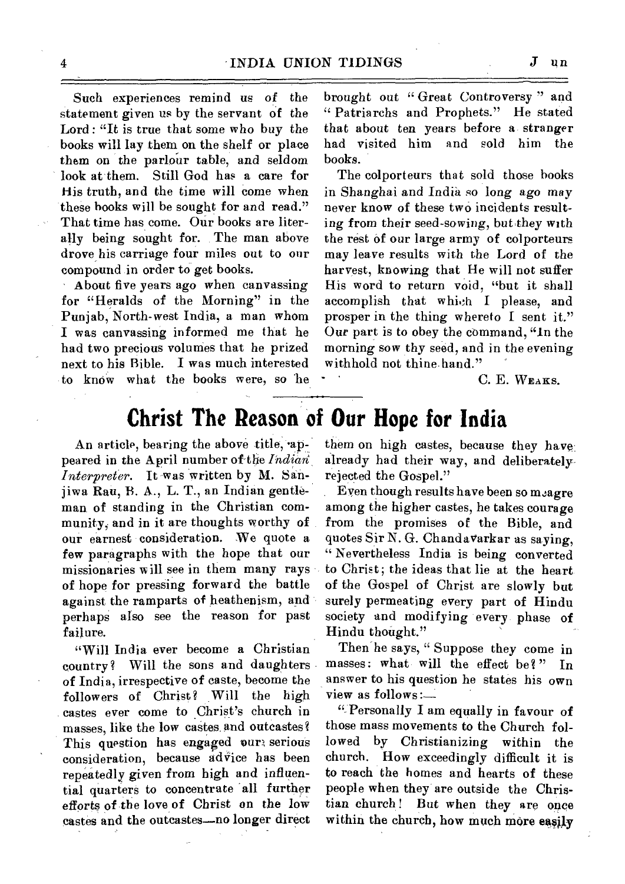Such experiences remind us of the statement given us by the servant of the Lord: "It is true that some who buy the books will lay them on the shelf or place them on the parlour table, and seldom look at them. Still God has a care for His truth, and the time will come when these books will be sought for and read." That time has come. Our books are literally being sought for. The man above drove his carriage four miles out to our compound in order to get books.

About five years ago when canvassing for "Heralds of the Morning" in the Punjab, North-west India, a man whom I was canvassing informed me that he had two precious volumes that he prized next to his Bible. I was much interested to know what the books were, so he brought out "Great Controversy" and "Patriarchs and Prophets." He stated that about ten years before a stranger had visited him and sold him the books.

The colporteurs that sold those books in Shanghai and India so long ago may never know of these two incidents resulting from their seed-sowing, but they with the rest of our large army of colporteurs may leave results with the Lord of the harvest, knowing that He will not suffer His word to return void, "but it shall accomplish that which I please, and prosper in the thing whereto I sent it." Our part is to obey the command, "In the morning sow thy seed, and in the evening withhold not thine hand."

C. E. WEAKS.

# Christ The Reason of Our Hope for India

An article, bearing the above title, appeared in the April number of the *Indian Interpreter*. It was written by M. Sanjiwa Rau, B. A., L. T., an Indian gentleman of standing in the Christian community, and in it are thoughts worthy of our earnest consideration. We quote a few paragraphs with the hope that our missionaries will see in them many rays of hope for pressing forward the battle against the ramparts of heathenism, and perhaps also see the reason for past failure.

"Will India ever become a Christian country? Will the sons and daughters of India, irrespective of caste, become the followers of Christ? Will the high castes ever come to Christ's church in masses, like the low castes and outcastes? This question has engaged our serious consideration, because advice has been repeatedly given from high and influential quarters to concentrate all further efforts of the love of Christ on the low castes and the outcastes—no longer direct them on high castes, because they have already had their way, and deliberately rejected the Gospel."

Even though results have been so meagre among the higher castes, he takes courage from the promises of the Bible, and quotes Sir N. G. Chandavarkar as saying, "Nevertheless India is being converted to Christ; the ideas that lie at the heart of the Gospel of Christ are slowly but surely permeating every part of Hindu society and modifying every phase of Hindu thought."

Then he says, "Suppose they come in masses: what will the effect be?" In answer to his question he states his own view as follows:—

"Personally I am equally in favour of those mass movements to the Church followed by Christianizing within the church. How exceedingly difficult it is to reach the homes and hearts of these people when they are outside the Christian church! But when they are once within the church, how much more easily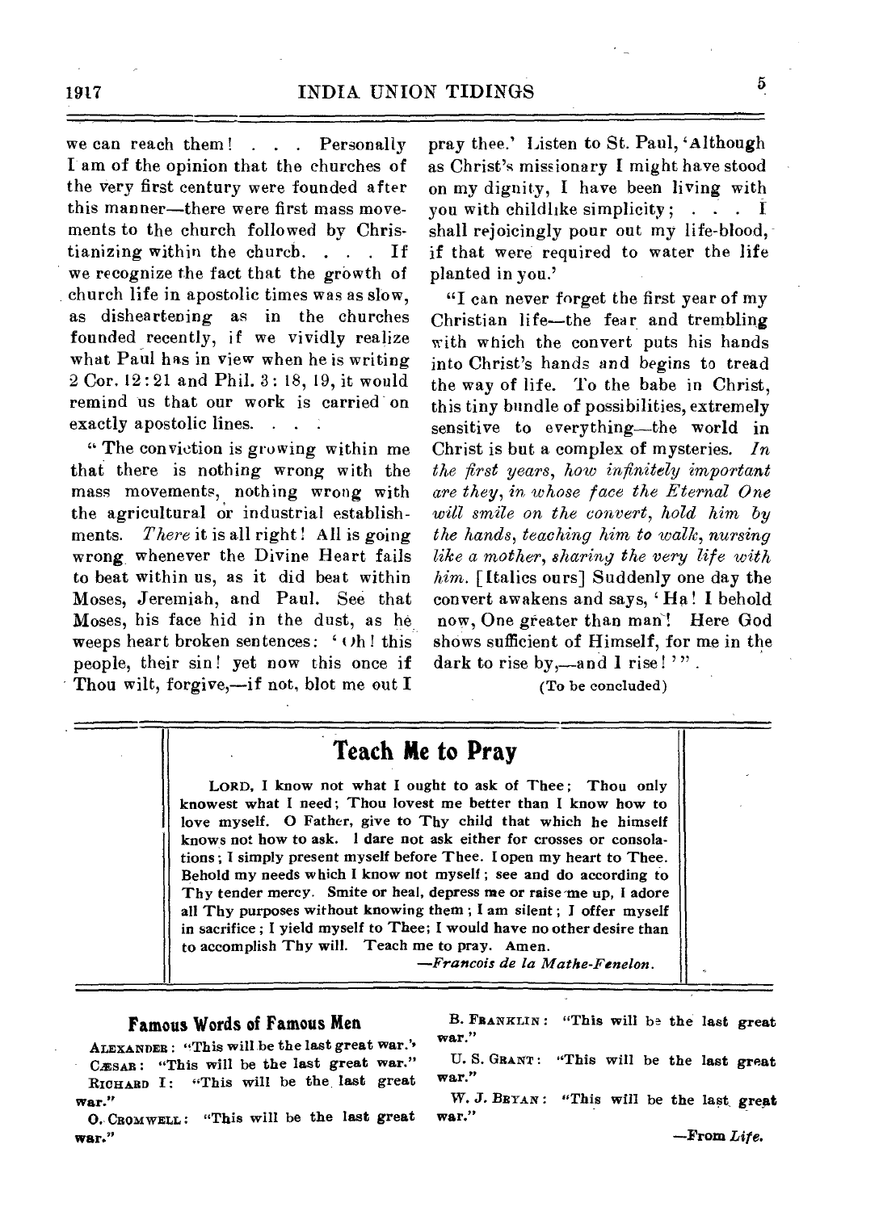we can reach them! . . . Personally I am of the opinion that the churches of the very first century were founded after this manner—there were first mass movements to the church followed by Christianizing within the church. . . . If we recognize the fact that the growth of church life in apostolic times was as slow, as disheartening as in the churches founded recently, if we vividly realize what Paul has in view when he is writing 2 Cor. 12:21 and Phil. 3: 18, 19, it would remind us that our work is carried on exactly apostolic lines. . . .

"The conviction is growing within me that there is nothing wrong with the mass movements, nothing wrong with the agricultural or industrial establishments. *There* it is all right! All is going wrong whenever the Divine Heart fails to beat within us, as it did beat within Moses, Jeremiah, and Paul. See that Moses, his face hid in the dust, as he weeps heart broken sentences: 'Oh! this people, their sin! yet now this once if Thou wilt, forgive,—if not, blot me out I pray thee.' Listen to St. Paul, 'Although as Christ's missionary I might have stood on my dignity, I have been living with you with childlike simplicity; . . . I shall rejoicingly pour out my life-blood, if that were required to water the life planted in you.'

"I can never forget the first year of my Christian life—the fear and trembling with which the convert puts his hands into Christ's hands and begins to tread the way of life. To the babe in Christ, this tiny bundle of possibilities, extremely sensitive to everything—the world in Christ is but a complex of mysteries. *In the first years, how infinitely important are they, in whose face the Eternal One will smile on the convert, hold him by the hands, teaching him to walk, nursing like a mother, sharing the very life with him.* [Italics ours] Suddenly one day the convert awakens and says, 'Ha! I behold now, One greater than man! Here God shows sufficient of Himself, for me in the dark to rise by,—and I rise!'".

(To be concluded)

## Teach Me to Pray

LORD, I know not what I ought to ask of Thee; Thou only knowest what I need; Thou lovest me better than I know how to love myself. O Father, give to Thy child that which he himself knows not how to ask. I dare not ask either for crosses or consolations; I simply present myself before Thee. I open my heart to Thee. Behold my needs which I know not myself; see and do according to Thy tender mercy. Smite or heal, depress me or raise me up, I adore all Thy purposes without knowing them; I am silent; I offer myself in sacrifice; I yield myself to Thee; I would have no other desire than to accomplish Thy will. Teach me to pray. Amen.

—*Francois de la Mathe-Fenelon.*

### Famous Words of Famous Men

ALEXANDER: "This will be the last great war."

CÆSAR: "This will be the last great war."

RICHARD I: "This will be the last great war."

O. CROMWELL: "This will be the last great war."

B. FRANKLIN: "This will be the last great war."

U. S. GRANT: "This will be the last great war."

W. J. BRYAN: "This will be the last great war."

—From *Life.*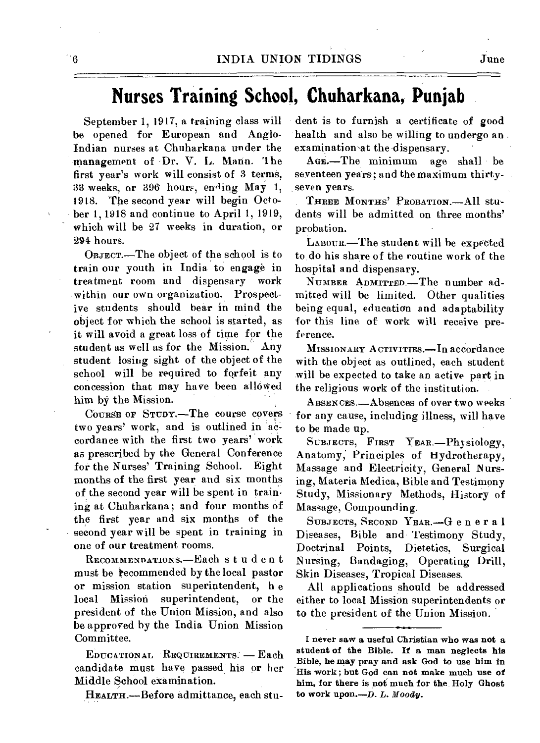# Nurses Training School, Chuharkana, Punjab

September 1, 1917, a training class will be opened for European and Anglo-Indian nurses at Chuharkana under the management of Dr. V. L. Mann. The first year's work will consist of 3 terms, 33 weeks, or 396 hours, ending May 1, 1918. The second year will begin October 1, 1918 and continue to April 1, 1919, which will be 27 weeks in duration, or 294 hours.

OBJECT.—The object of the school is to train our youth in India to engage in treatment room and dispensary work within our own organization. Prospective students should bear in mind the object for which the school is started, as it will avoid a great loss of time for the student as well as for the Mission. Any student losing sight of the object of the school will be required to forfeit any concession that may have been allowed him by the Mission.

COURSE OF STUDY.—The course covers two years' work, and is outlined in accordance with the first two years' work as prescribed by the General Conference for the Nurses' Training School. Eight months of the first year and six months of the second year will be spent in training at Chuharkana; and four months of the first year and six months of the second year will be spent in training in one of our treatment rooms.

RECOMMENDATIONS.—Each student must be recommended by the local pastor or mission station superintendent, he local Mission superintendent, or the president of the Union Mission, and also be approved by the India Union Mission Committee.

EDUCATIONAL REQUIREMENTS. — Each candidate must have passed his or her Middle School examination.

HEALTH.—Before admittance, each student is to furnish a certificate of good health and also be willing to undergo an examination at the dispensary.

AGE.—The minimum age shall be seventeen years; and the maximum thirty-seven years.

THREE MONTHS' PROBATION.—All students will be admitted on three months' probation.

LABOUR.—The student will be expected to do his share of the routine work of the hospital and dispensary.

NUMBER ADMITTED.—The number admitted will be limited. Other qualities being equal, education and adaptability for this line of work will receive preference.

MISSIONARY ACTIVITIES.—In accordance with the object as outlined, each student will be expected to take an active part in the religious work of the institution.

ABSENCES.—Absences of over two weeks for any cause, including illness, will have to be made up.

SUBJECTS, FIRST YEAR.—Physiology, Anatomy, Principles of Hydrotherapy, Massage and Electricity, General Nursing, Materia Medica, Bible and Testimony Study, Missionary Methods, History of Massage, Compounding.

SUBJECTS, SECOND YEAR.—General Diseases, Bible and Testimony Study, Doctrinal Points, Dietetics, Surgical Nursing, Bandaging, Operating Drill, Skin Diseases, Tropical Diseases.

All applications should be addressed either to local Mission superintendents or to the president of the Union Mission.

---

**I never saw a useful Christian who was not a student of the Bible. If a man neglects his Bible, he may pray and ask God to use him in His work; but God can not make much use of him, for there is not much for the Holy Ghost to work upon.—*D. L. Moody.***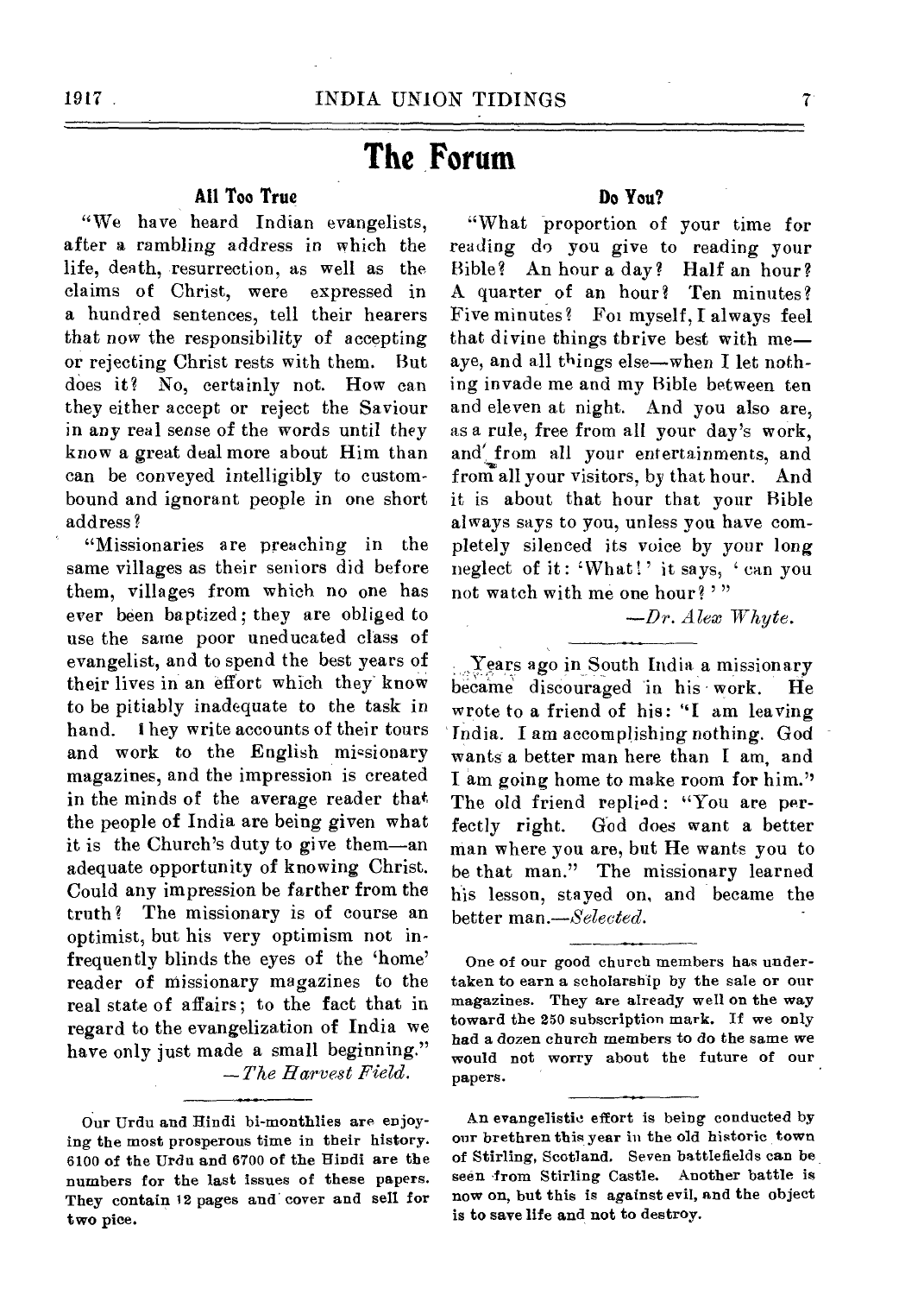# The Forum

### All Too True

"We have heard Indian evangelists, after a rambling address in which the life, death, resurrection, as well as the claims of Christ, were expressed in a hundred sentences, tell their hearers that now the responsibility of accepting or rejecting Christ rests with them. But does it? No, certainly not. How can they either accept or reject the Saviour in any real sense of the words until they know a great deal more about Him than can be conveyed intelligibly to custom-bound and ignorant people in one short address?

"Missionaries are preaching in the same villages as their seniors did before them, villages from which no one has ever been baptized; they are obliged to use the same poor uneducated class of evangelist, and to spend the best years of their lives in an effort which they know to be pitiably inadequate to the task in hand. They write accounts of their tours and work to the English missionary magazines, and the impression is created in the minds of the average reader that the people of India are being given what it is the Church's duty to give them—an adequate opportunity of knowing Christ. Could any impression be farther from the truth? The missionary is of course an optimist, but his very optimism not infrequently blinds the eyes of the 'home' reader of missionary magazines to the real state of affairs; to the fact that in regard to the evangelization of India we have only just made a small beginning."

—*The Harvest Field.*

---

**Our Urdu and Hindi bi-monthlies are enjoying the most prosperous time in their history. 6100 of the Urdu and 6700 of the Hindi are the numbers for the last issues of these papers. They contain 12 pages and cover and sell for two pice.**

### Do You?

"What proportion of your time for reading do you give to reading your Bible? An hour a day? Half an hour? A quarter of an hour? Ten minutes? Five minutes? For myself, I always feel that divine things thrive best with me—aye, and all things else—when I let nothing invade me and my Bible between ten and eleven at night. And you also are, as a rule, free from all your day's work, and from all your entertainments, and from all your visitors, by that hour. And it is about that hour that your Bible always says to you, unless you have completely silenced its voice by your long neglect of it: 'What!' it says, 'can you not watch with me one hour?'"

—*Dr. Alex Whyte.*

---

Years ago in South India a missionary became discouraged in his work. He wrote to a friend of his: "I am leaving India. I am accomplishing nothing. God wants a better man here than I am, and I am going home to make room for him." The old friend replied: "You are perfectly right. God does want a better man where you are, but He wants you to be that man." The missionary learned his lesson, stayed on, and became the better man.—*Selected.*

---

**One of our good church members has undertaken to earn a scholarship by the sale or our magazines. They are already well on the way toward the 250 subscription mark. If we only had a dozen church members to do the same we would not worry about the future of our papers.**

---

**An evangelistic effort is being conducted by our brethren this year in the old historic town of Stirling, Scotland. Seven battlefields can be seen from Stirling Castle. Another battle is now on, but this is against evil, and the object is to save life and not to destroy.**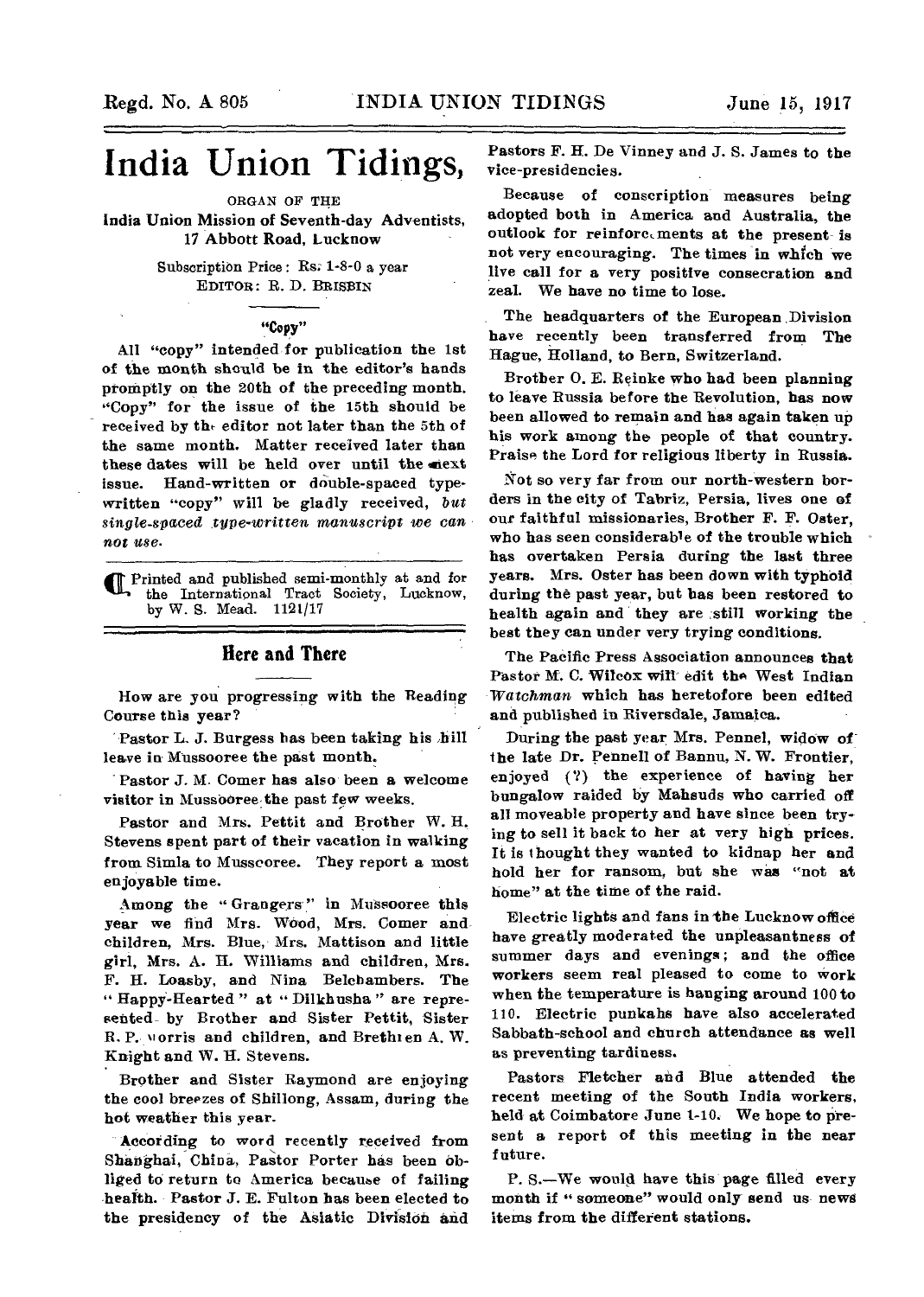# India Union Tidings,

ORGAN OF THE

India Union Mission of Seventh-day Adventists,
17 Abbott Road, Lucknow

Subscription Price: Rs. 1-8-0 a year
EDITOR: R. D. BRISBIN

**"Copy"**

All "copy" intended for publication the 1st of the month should be in the editor's hands promptly on the 20th of the preceding month. "Copy" for the issue of the 15th should be received by the editor not later than the 5th of the same month. Matter received later than these dates will be held over until the next issue. Hand-written or double-spaced type-written "copy" will be gladly received, *but single-spaced type-written manuscript we can not use.*

Printed and published semi-monthly at and for the International Tract Society, Lucknow, by W. S. Mead. 1121/17

## Here and There

How are you progressing with the Reading Course this year?

Pastor L. J. Burgess has been taking his hill leave in Mussooree the past month.

Pastor J. M. Comer has also been a welcome visitor in Mussooree the past few weeks.

Pastor and Mrs. Pettit and Brother W. H. Stevens spent part of their vacation in walking from Simla to Mussooree. They report a most enjoyable time.

Among the "Grangers" in Mussooree this year we find Mrs. Wood, Mrs. Comer and children, Mrs. Blue, Mrs. Mattison and little girl, Mrs. A. H. Williams and children, Mrs. F. H. Loasby, and Nina Belchambers. The "Happy-Hearted" at "Dilkhusha" are represented by Brother and Sister Pettit, Sister R. P. Morris and children, and Brethren A. W. Knight and W. H. Stevens.

Brother and Sister Raymond are enjoying the cool breezes of Shillong, Assam, during the hot weather this year.

According to word recently received from Shanghai, China, Pastor Porter has been obliged to return to America because of failing health. Pastor J. E. Fulton has been elected to the presidency of the Asiatic Division and Pastors F. H. De Vinney and J. S. James to the vice-presidencies.

Because of conscription measures being adopted both in America and Australia, the outlook for reinforcements at the present is not very encouraging. The times in which we live call for a very positive consecration and zeal. We have no time to lose.

The headquarters of the European Division have recently been transferred from The Hague, Holland, to Bern, Switzerland.

Brother O. E. Reinke who had been planning to leave Russia before the Revolution, has now been allowed to remain and has again taken up his work among the people of that country. Praise the Lord for religious liberty in Russia.

Not so very far from our north-western borders in the city of Tabriz, Persia, lives one of our faithful missionaries, Brother F. F. Oster, who has seen considerable of the trouble which has overtaken Persia during the last three years. Mrs. Oster has been down with typhoid during the past year, but has been restored to health again and they are still working the best they can under very trying conditions.

The Pacific Press Association announces that Pastor M. C. Wilcox will edit the West Indian *Watchman* which has heretofore been edited and published in Riversdale, Jamaica.

During the past year Mrs. Pennel, widow of the late Dr. Pennell of Bannu, N. W. Frontier, enjoyed (?) the experience of having her bungalow raided by Mahsuds who carried off all moveable property and have since been trying to sell it back to her at very high prices. It is thought they wanted to kidnap her and hold her for ransom, but she was "not at home" at the time of the raid.

Electric lights and fans in the Lucknow office have greatly moderated the unpleasantness of summer days and evenings; and the office workers seem real pleased to come to work when the temperature is hanging around 100 to 110. Electric punkahs have also accelerated Sabbath-school and church attendance as well as preventing tardiness.

Pastors Fletcher and Blue attended the recent meeting of the South India workers, held at Coimbatore June 1-10. We hope to present a report of this meeting in the near future.

P. S.—We would have this page filled every month if "someone" would only send us news items from the different stations.